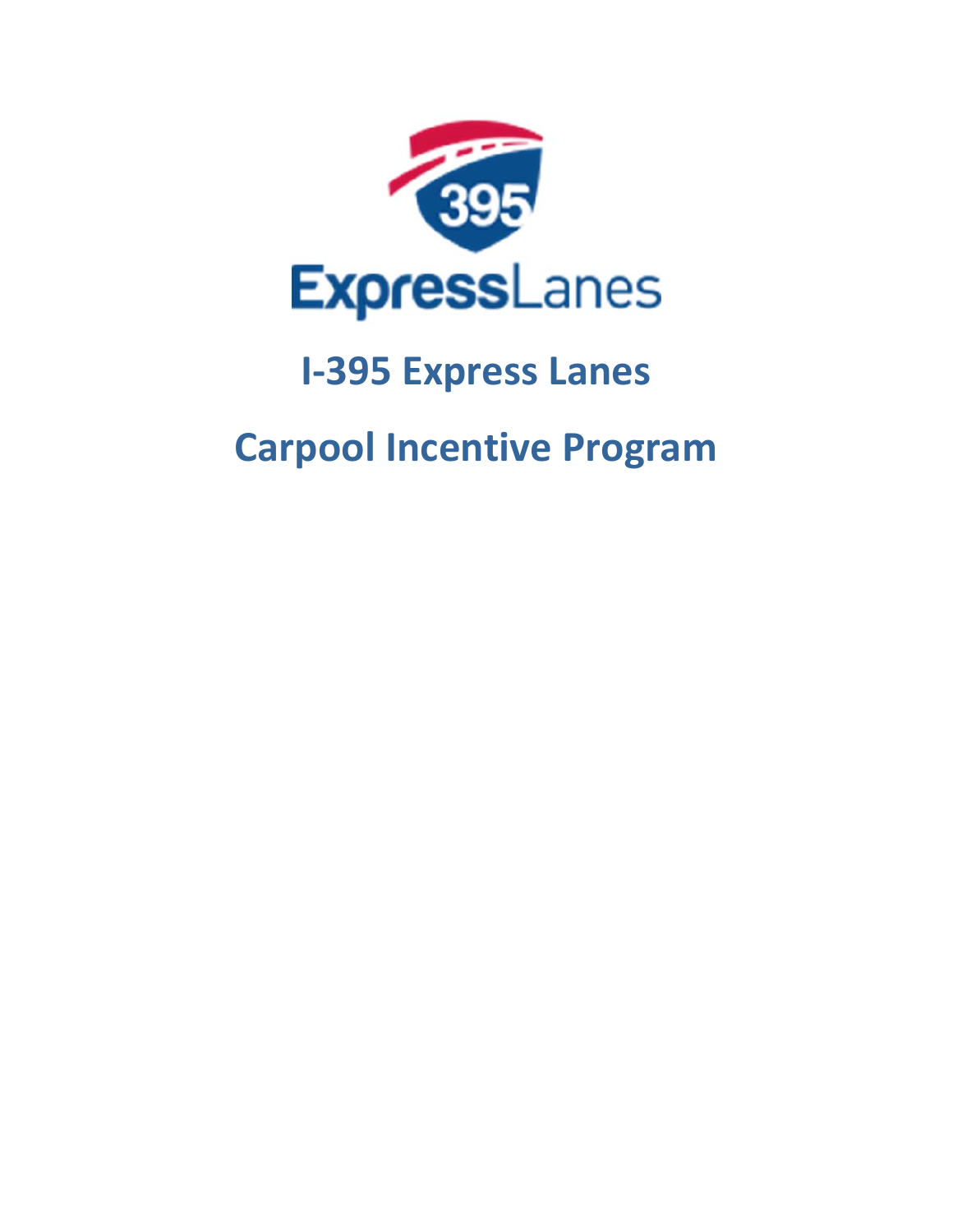# I-395 Express Lanes

## Carpool Incentive Program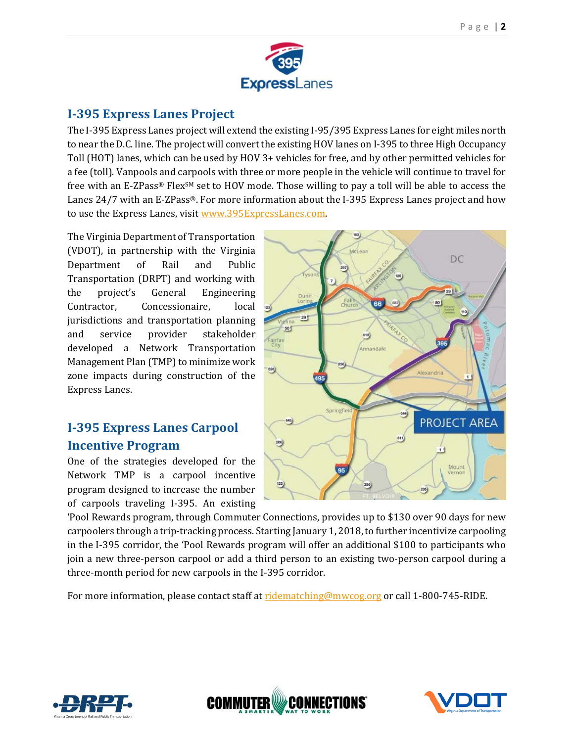## I-395 Express Lanes Project

The I-395 Express Lanes project will extend the existing I-95/395 Express Lanes for eight miles north to near the D.C. line. The project will convert the existing HOV lanes on I-395 to three High Occupancy Toll (HOT) lanes, which can be used by HOV 3+ vehicles for free, and by other permitted vehicles for a fee (toll). Vanpools and carpools with three or more people in the vehicle will continue to travel for free with an E-ZPass® Flex℠ set to HOV mode. Those willing to pay a toll will be able to access the Lanes 24/7 with an E-ZPass®. For more information about the I-395 Express Lanes project and how to use the Express Lanes, visit www.395ExpressLanes.com.

The Virginia Department of Transportation (VDOT), in partnership with the Virginia Department of Rail and Public Transportation (DRPT) and working with the project's General Engineering Contractor, Concessionaire, local jurisdictions and transportation planning and service provider stakeholder developed a Network Transportation Management Plan (TMP) to minimize work zone impacts during construction of the Express Lanes.

## I-395 Express Lanes Carpool Incentive Program

One of the strategies developed for the Network TMP is a carpool incentive program designed to increase the number of carpools traveling I-395. An existing 'Pool Rewards program, through Commuter Connections, provides up to $130 over 90 days for new carpoolers through a trip-tracking process. Starting January 1, 2018, to further incentivize carpooling in the I-395 corridor, the 'Pool Rewards program will offer an additional $100 to participants who join a new three-person carpool or add a third person to an existing two-person carpool during a three-month period for new carpools in the I-395 corridor.

For more information, please contact staff at ridematching@mwcog.org or call 1-800-745-RIDE.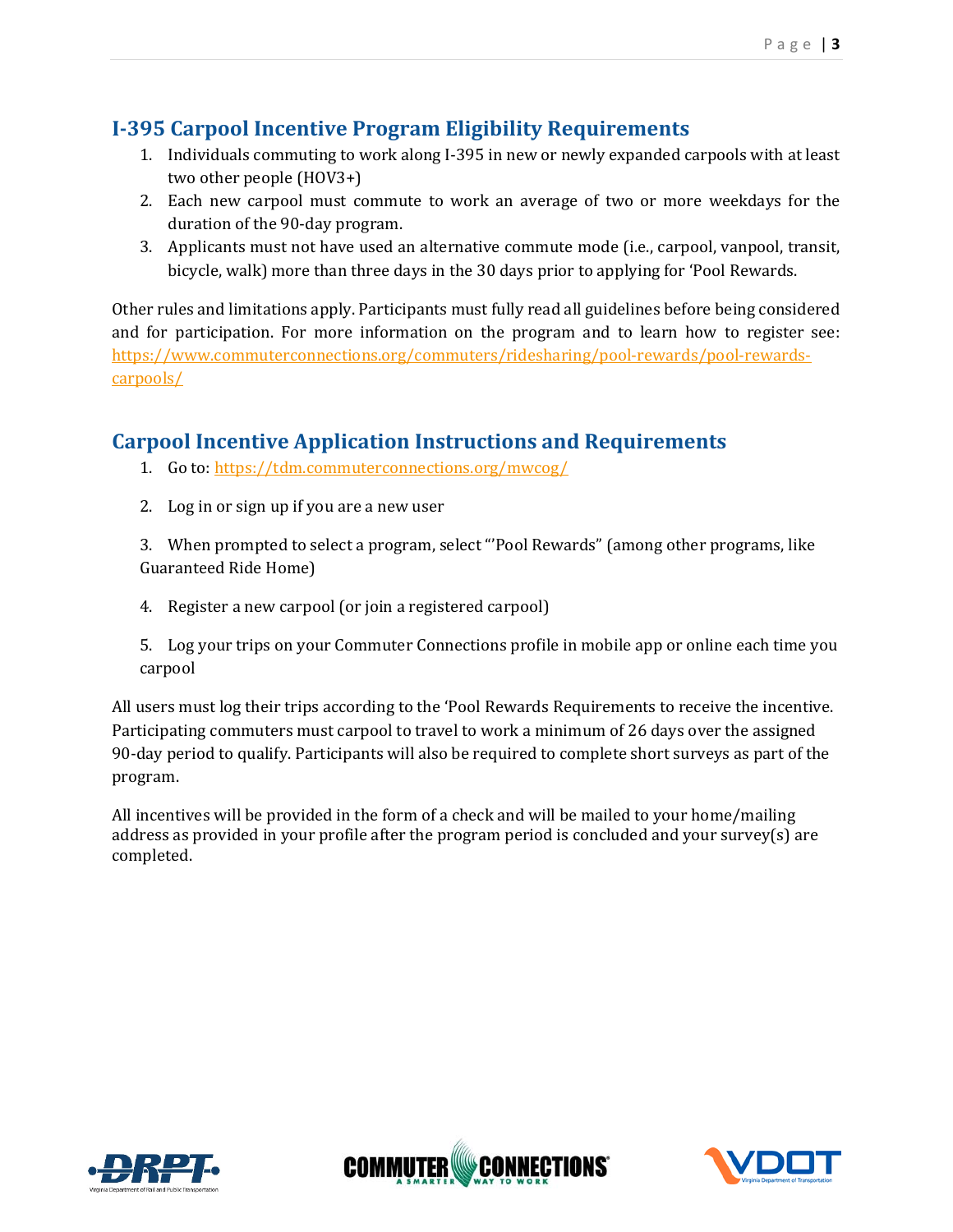## I-395 Carpool Incentive Program Eligibility Requirements

1. Individuals commuting to work along I-395 in new or newly expanded carpools with at least two other people (HOV3+)
2. Each new carpool must commute to work an average of two or more weekdays for the duration of the 90-day program.
3. Applicants must not have used an alternative commute mode (i.e., carpool, vanpool, transit, bicycle, walk) more than three days in the 30 days prior to applying for 'Pool Rewards.

Other rules and limitations apply. Participants must fully read all guidelines before being considered and for participation. For more information on the program and to learn how to register see: https://www.commuterconnections.org/commuters/ridesharing/pool-rewards/pool-rewards-carpools/

## Carpool Incentive Application Instructions and Requirements

1. Go to: https://tdm.commuterconnections.org/mwcog/
2. Log in or sign up if you are a new user
3. When prompted to select a program, select "'Pool Rewards" (among other programs, like Guaranteed Ride Home)
4. Register a new carpool (or join a registered carpool)
5. Log your trips on your Commuter Connections profile in mobile app or online each time you carpool

All users must log their trips according to the 'Pool Rewards Requirements to receive the incentive. Participating commuters must carpool to travel to work a minimum of 26 days over the assigned 90-day period to qualify. Participants will also be required to complete short surveys as part of the program.

All incentives will be provided in the form of a check and will be mailed to your home/mailing address as provided in your profile after the program period is concluded and your survey(s) are completed.